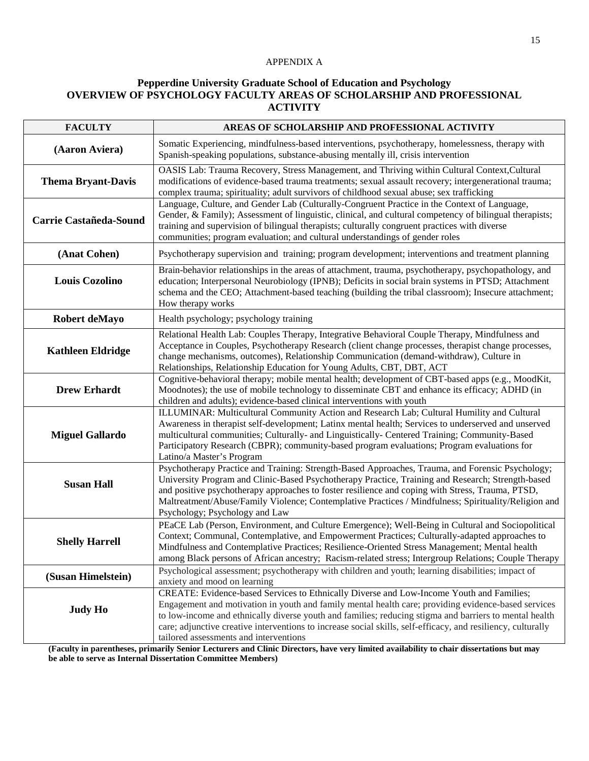APPENDIX A

## Pepperdine University Graduate School of Education and Psychology
## OVERVIEW OF PSYCHOLOGY FACULTY AREAS OF SCHOLARSHIP AND PROFESSIONAL ACTIVITY

| FACULTY | AREAS OF SCHOLARSHIP AND PROFESSIONAL ACTIVITY |
|---|---|
| **(Aaron Aviera)** | Somatic Experiencing, mindfulness-based interventions, psychotherapy, homelessness, therapy with Spanish-speaking populations, substance-abusing mentally ill, crisis intervention |
| **Thema Bryant-Davis** | OASIS Lab: Trauma Recovery, Stress Management, and Thriving within Cultural Context,Cultural modifications of evidence-based trauma treatments; sexual assault recovery; intergenerational trauma; complex trauma; spirituality; adult survivors of childhood sexual abuse; sex trafficking |
| **Carrie Castañeda-Sound** | Language, Culture, and Gender Lab (Culturally-Congruent Practice in the Context of Language, Gender, & Family); Assessment of linguistic, clinical, and cultural competency of bilingual therapists; training and supervision of bilingual therapists; culturally congruent practices with diverse communities; program evaluation; and cultural understandings of gender roles |
| **(Anat Cohen)** | Psychotherapy supervision and training; program development; interventions and treatment planning |
| **Louis Cozolino** | Brain-behavior relationships in the areas of attachment, trauma, psychotherapy, psychopathology, and education; Interpersonal Neurobiology (IPNB); Deficits in social brain systems in PTSD; Attachment schema and the CEO; Attachment-based teaching (building the tribal classroom); Insecure attachment; How therapy works |
| **Robert deMayo** | Health psychology; psychology training |
| **Kathleen Eldridge** | Relational Health Lab: Couples Therapy, Integrative Behavioral Couple Therapy, Mindfulness and Acceptance in Couples, Psychotherapy Research (client change processes, therapist change processes, change mechanisms, outcomes), Relationship Communication (demand-withdraw), Culture in Relationships, Relationship Education for Young Adults, CBT, DBT, ACT |
| **Drew Erhardt** | Cognitive-behavioral therapy; mobile mental health; development of CBT-based apps (e.g., MoodKit, Moodnotes); the use of mobile technology to disseminate CBT and enhance its efficacy; ADHD (in children and adults); evidence-based clinical interventions with youth |
| **Miguel Gallardo** | ILLUMINAR: Multicultural Community Action and Research Lab; Cultural Humility and Cultural Awareness in therapist self-development; Latinx mental health; Services to underserved and unserved multicultural communities; Culturally- and Linguistically- Centered Training; Community-Based Participatory Research (CBPR); community-based program evaluations; Program evaluations for Latino/a Master's Program |
| **Susan Hall** | Psychotherapy Practice and Training: Strength-Based Approaches, Trauma, and Forensic Psychology; University Program and Clinic-Based Psychotherapy Practice, Training and Research; Strength-based and positive psychotherapy approaches to foster resilience and coping with Stress, Trauma, PTSD, Maltreatment/Abuse/Family Violence; Contemplative Practices / Mindfulness; Spirituality/Religion and Psychology; Psychology and Law |
| **Shelly Harrell** | PEaCE Lab (Person, Environment, and Culture Emergence); Well-Being in Cultural and Sociopolitical Context; Communal, Contemplative, and Empowerment Practices; Culturally-adapted approaches to Mindfulness and Contemplative Practices; Resilience-Oriented Stress Management; Mental health among Black persons of African ancestry; Racism-related stress; Intergroup Relations; Couple Therapy |
| **(Susan Himelstein)** | Psychological assessment; psychotherapy with children and youth; learning disabilities; impact of anxiety and mood on learning |
| **Judy Ho** | CREATE: Evidence-based Services to Ethnically Diverse and Low-Income Youth and Families; Engagement and motivation in youth and family mental health care; providing evidence-based services to low-income and ethnically diverse youth and families; reducing stigma and barriers to mental health care; adjunctive creative interventions to increase social skills, self-efficacy, and resiliency, culturally tailored assessments and interventions |

**(Faculty in parentheses, primarily Senior Lecturers and Clinic Directors, have very limited availability to chair dissertations but may be able to serve as Internal Dissertation Committee Members)**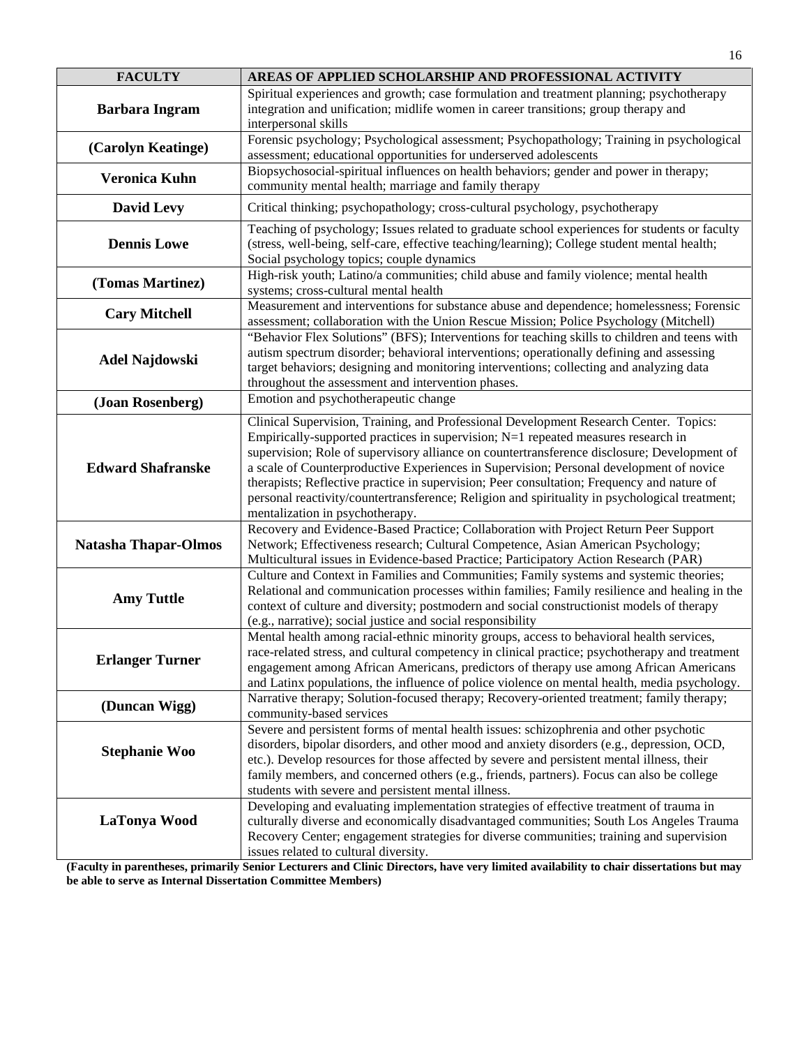| FACULTY | AREAS OF APPLIED SCHOLARSHIP AND PROFESSIONAL ACTIVITY |
|---|---|
| **Barbara Ingram** | Spiritual experiences and growth; case formulation and treatment planning; psychotherapy integration and unification; midlife women in career transitions; group therapy and interpersonal skills |
| **(Carolyn Keatinge)** | Forensic psychology; Psychological assessment; Psychopathology; Training in psychological assessment; educational opportunities for underserved adolescents |
| **Veronica Kuhn** | Biopsychosocial-spiritual influences on health behaviors; gender and power in therapy; community mental health; marriage and family therapy |
| **David Levy** | Critical thinking; psychopathology; cross-cultural psychology, psychotherapy |
| **Dennis Lowe** | Teaching of psychology; Issues related to graduate school experiences for students or faculty (stress, well-being, self-care, effective teaching/learning); College student mental health; Social psychology topics; couple dynamics |
| **(Tomas Martinez)** | High-risk youth; Latino/a communities; child abuse and family violence; mental health systems; cross-cultural mental health |
| **Cary Mitchell** | Measurement and interventions for substance abuse and dependence; homelessness; Forensic assessment; collaboration with the Union Rescue Mission; Police Psychology (Mitchell) |
| **Adel Najdowski** | "Behavior Flex Solutions" (BFS); Interventions for teaching skills to children and teens with autism spectrum disorder; behavioral interventions; operationally defining and assessing target behaviors; designing and monitoring interventions; collecting and analyzing data throughout the assessment and intervention phases. |
| **(Joan Rosenberg)** | Emotion and psychotherapeutic change |
| **Edward Shafranske** | Clinical Supervision, Training, and Professional Development Research Center. Topics: Empirically-supported practices in supervision; N=1 repeated measures research in supervision; Role of supervisory alliance on countertransference disclosure; Development of a scale of Counterproductive Experiences in Supervision; Personal development of novice therapists; Reflective practice in supervision; Peer consultation; Frequency and nature of personal reactivity/countertransference; Religion and spirituality in psychological treatment; mentalization in psychotherapy. |
| **Natasha Thapar-Olmos** | Recovery and Evidence-Based Practice; Collaboration with Project Return Peer Support Network; Effectiveness research; Cultural Competence, Asian American Psychology; Multicultural issues in Evidence-based Practice; Participatory Action Research (PAR) |
| **Amy Tuttle** | Culture and Context in Families and Communities; Family systems and systemic theories; Relational and communication processes within families; Family resilience and healing in the context of culture and diversity; postmodern and social constructionist models of therapy (e.g., narrative); social justice and social responsibility |
| **Erlanger Turner** | Mental health among racial-ethnic minority groups, access to behavioral health services, race-related stress, and cultural competency in clinical practice; psychotherapy and treatment engagement among African Americans, predictors of therapy use among African Americans and Latinx populations, the influence of police violence on mental health, media psychology. |
| **(Duncan Wigg)** | Narrative therapy; Solution-focused therapy; Recovery-oriented treatment; family therapy; community-based services |
| **Stephanie Woo** | Severe and persistent forms of mental health issues: schizophrenia and other psychotic disorders, bipolar disorders, and other mood and anxiety disorders (e.g., depression, OCD, etc.). Develop resources for those affected by severe and persistent mental illness, their family members, and concerned others (e.g., friends, partners). Focus can also be college students with severe and persistent mental illness. |
| **LaTonya Wood** | Developing and evaluating implementation strategies of effective treatment of trauma in culturally diverse and economically disadvantaged communities; South Los Angeles Trauma Recovery Center; engagement strategies for diverse communities; training and supervision issues related to cultural diversity. |

**(Faculty in parentheses, primarily Senior Lecturers and Clinic Directors, have very limited availability to chair dissertations but may be able to serve as Internal Dissertation Committee Members)**